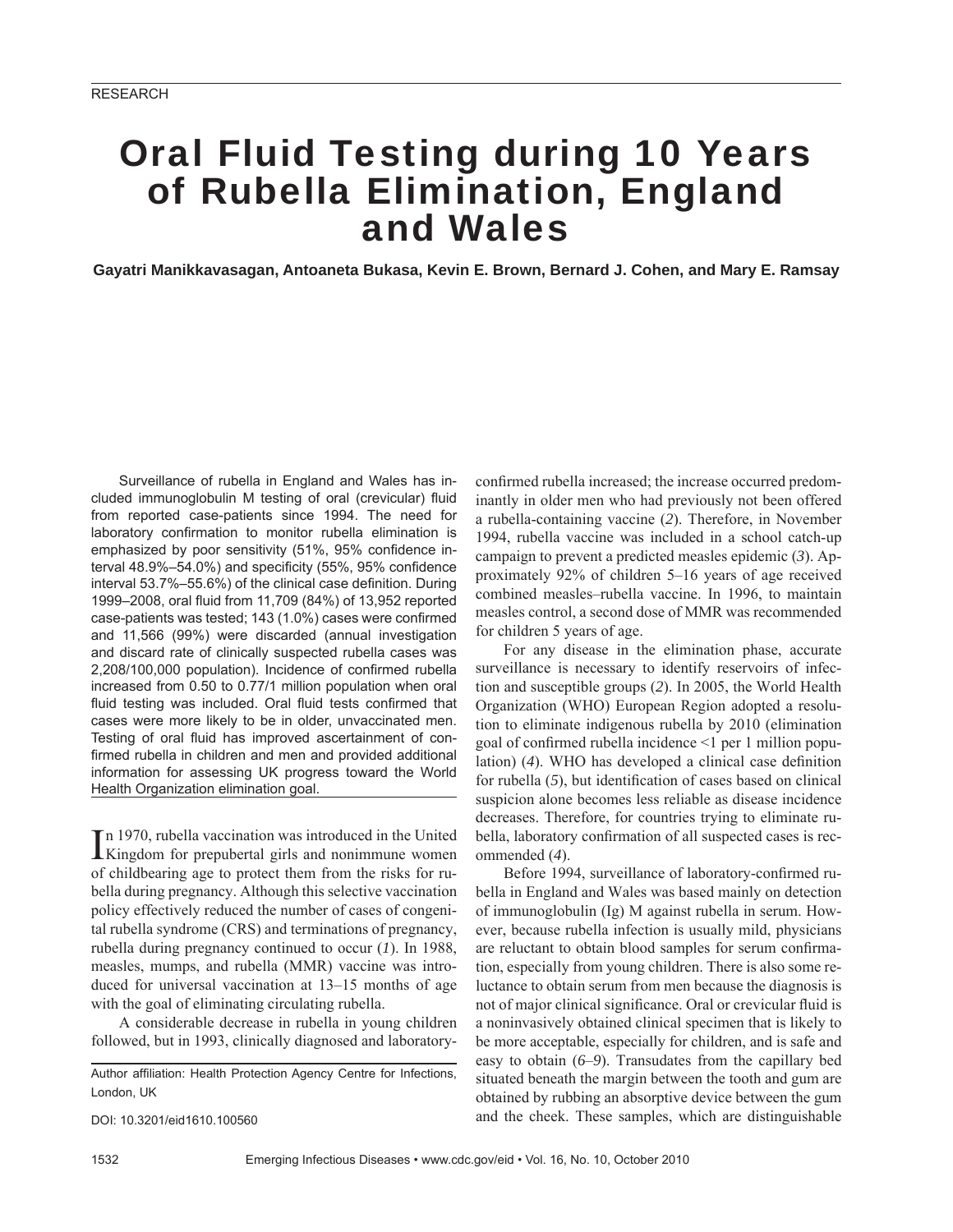# Oral Fluid Testing during 10 Years of Rubella Elimination, England and Wales

**Gayatri Manikkavasagan, Antoaneta Bukasa, Kevin E. Brown, Bernard J. Cohen, and Mary E. Ramsay**

Surveillance of rubella in England and Wales has included immunoglobulin M testing of oral (crevicular) fluid from reported case-patients since 1994. The need for laboratory confirmation to monitor rubella elimination is emphasized by poor sensitivity (51%, 95% confidence interval 48.9%–54.0%) and specificity (55%, 95% confidence interval 53.7%–55.6%) of the clinical case definition. During 1999–2008, oral fluid from 11,709 (84%) of 13,952 reported case-patients was tested; 143 (1.0%) cases were confirmed and 11,566 (99%) were discarded (annual investigation and discard rate of clinically suspected rubella cases was 2,208/100,000 population). Incidence of confirmed rubella increased from 0.50 to 0.77/1 million population when oral fluid testing was included. Oral fluid tests confirmed that cases were more likely to be in older, unvaccinated men. Testing of oral fluid has improved ascertainment of confirmed rubella in children and men and provided additional information for assessing UK progress toward the World Health Organization elimination goal.

In 1970, rubella vaccination was introduced in the United Kingdom for prepubertal girls and nonimmune women of childbearing age to protect them from the risks for rubella during pregnancy. Although this selective vaccination policy effectively reduced the number of cases of congenital rubella syndrome (CRS) and terminations of pregnancy, rubella during pregnancy continued to occur (*1*). In 1988, measles, mumps, and rubella (MMR) vaccine was introduced for universal vaccination at 13–15 months of age with the goal of eliminating circulating rubella.

A considerable decrease in rubella in young children followed, but in 1993, clinically diagnosed and laboratory-confirmed rubella increased; the increase occurred predominantly in older men who had previously not been offered a rubella-containing vaccine (*2*). Therefore, in November 1994, rubella vaccine was included in a school catch-up campaign to prevent a predicted measles epidemic (*3*). Approximately 92% of children 5–16 years of age received combined measles–rubella vaccine. In 1996, to maintain measles control, a second dose of MMR was recommended for children 5 years of age.

For any disease in the elimination phase, accurate surveillance is necessary to identify reservoirs of infection and susceptible groups (*2*). In 2005, the World Health Organization (WHO) European Region adopted a resolution to eliminate indigenous rubella by 2010 (elimination goal of confirmed rubella incidence <1 per 1 million population) (*4*). WHO has developed a clinical case definition for rubella (*5*), but identification of cases based on clinical suspicion alone becomes less reliable as disease incidence decreases. Therefore, for countries trying to eliminate rubella, laboratory confirmation of all suspected cases is recommended (*4*).

Before 1994, surveillance of laboratory-confirmed rubella in England and Wales was based mainly on detection of immunoglobulin (Ig) M against rubella in serum. However, because rubella infection is usually mild, physicians are reluctant to obtain blood samples for serum confirmation, especially from young children. There is also some reluctance to obtain serum from men because the diagnosis is not of major clinical significance. Oral or crevicular fluid is a noninvasively obtained clinical specimen that is likely to be more acceptable, especially for children, and is safe and easy to obtain (*6*–*9*). Transudates from the capillary bed situated beneath the margin between the tooth and gum are obtained by rubbing an absorptive device between the gum and the cheek. These samples, which are distinguishable

Author affiliation: Health Protection Agency Centre for Infections, London, UK

DOI: 10.3201/eid1610.100560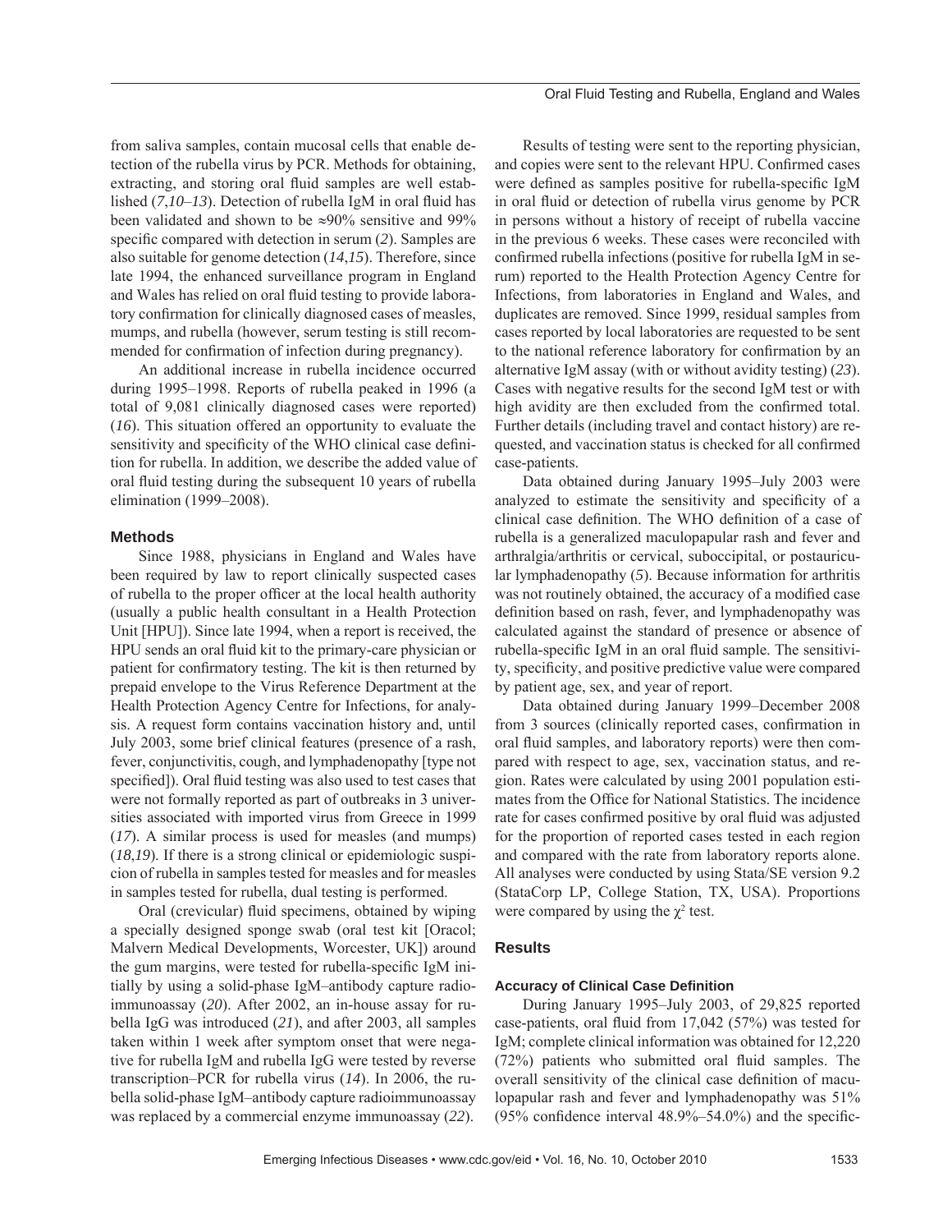from saliva samples, contain mucosal cells that enable detection of the rubella virus by PCR. Methods for obtaining, extracting, and storing oral fluid samples are well established (*7,10–13*). Detection of rubella IgM in oral fluid has been validated and shown to be ≈90% sensitive and 99% specific compared with detection in serum (*2*). Samples are also suitable for genome detection (*14,15*). Therefore, since late 1994, the enhanced surveillance program in England and Wales has relied on oral fluid testing to provide laboratory confirmation for clinically diagnosed cases of measles, mumps, and rubella (however, serum testing is still recommended for confirmation of infection during pregnancy).

An additional increase in rubella incidence occurred during 1995–1998. Reports of rubella peaked in 1996 (a total of 9,081 clinically diagnosed cases were reported) (*16*). This situation offered an opportunity to evaluate the sensitivity and specificity of the WHO clinical case definition for rubella. In addition, we describe the added value of oral fluid testing during the subsequent 10 years of rubella elimination (1999–2008).

## Methods

Since 1988, physicians in England and Wales have been required by law to report clinically suspected cases of rubella to the proper officer at the local health authority (usually a public health consultant in a Health Protection Unit [HPU]). Since late 1994, when a report is received, the HPU sends an oral fluid kit to the primary-care physician or patient for confirmatory testing. The kit is then returned by prepaid envelope to the Virus Reference Department at the Health Protection Agency Centre for Infections, for analysis. A request form contains vaccination history and, until July 2003, some brief clinical features (presence of a rash, fever, conjunctivitis, cough, and lymphadenopathy [type not specified]). Oral fluid testing was also used to test cases that were not formally reported as part of outbreaks in 3 universities associated with imported virus from Greece in 1999 (*17*). A similar process is used for measles (and mumps) (*18,19*). If there is a strong clinical or epidemiologic suspicion of rubella in samples tested for measles and for measles in samples tested for rubella, dual testing is performed.

Oral (crevicular) fluid specimens, obtained by wiping a specially designed sponge swab (oral test kit [Oracol; Malvern Medical Developments, Worcester, UK]) around the gum margins, were tested for rubella-specific IgM initially by using a solid-phase IgM–antibody capture radioimmunoassay (*20*). After 2002, an in-house assay for rubella IgG was introduced (*21*), and after 2003, all samples taken within 1 week after symptom onset that were negative for rubella IgM and rubella IgG were tested by reverse transcription–PCR for rubella virus (*14*). In 2006, the rubella solid-phase IgM–antibody capture radioimmunoassay was replaced by a commercial enzyme immunoassay (*22*).

Results of testing were sent to the reporting physician, and copies were sent to the relevant HPU. Confirmed cases were defined as samples positive for rubella-specific IgM in oral fluid or detection of rubella virus genome by PCR in persons without a history of receipt of rubella vaccine in the previous 6 weeks. These cases were reconciled with confirmed rubella infections (positive for rubella IgM in serum) reported to the Health Protection Agency Centre for Infections, from laboratories in England and Wales, and duplicates are removed. Since 1999, residual samples from cases reported by local laboratories are requested to be sent to the national reference laboratory for confirmation by an alternative IgM assay (with or without avidity testing) (*23*). Cases with negative results for the second IgM test or with high avidity are then excluded from the confirmed total. Further details (including travel and contact history) are requested, and vaccination status is checked for all confirmed case-patients.

Data obtained during January 1995–July 2003 were analyzed to estimate the sensitivity and specificity of a clinical case definition. The WHO definition of a case of rubella is a generalized maculopapular rash and fever and arthralgia/arthritis or cervical, suboccipital, or postauricular lymphadenopathy (*5*). Because information for arthritis was not routinely obtained, the accuracy of a modified case definition based on rash, fever, and lymphadenopathy was calculated against the standard of presence or absence of rubella-specific IgM in an oral fluid sample. The sensitivity, specificity, and positive predictive value were compared by patient age, sex, and year of report.

Data obtained during January 1999–December 2008 from 3 sources (clinically reported cases, confirmation in oral fluid samples, and laboratory reports) were then compared with respect to age, sex, vaccination status, and region. Rates were calculated by using 2001 population estimates from the Office for National Statistics. The incidence rate for cases confirmed positive by oral fluid was adjusted for the proportion of reported cases tested in each region and compared with the rate from laboratory reports alone. All analyses were conducted by using Stata/SE version 9.2 (StataCorp LP, College Station, TX, USA). Proportions were compared by using the $\chi^2$ test.

## Results

### Accuracy of Clinical Case Definition

During January 1995–July 2003, of 29,825 reported case-patients, oral fluid from 17,042 (57%) was tested for IgM; complete clinical information was obtained for 12,220 (72%) patients who submitted oral fluid samples. The overall sensitivity of the clinical case definition of maculopapular rash and fever and lymphadenopathy was 51% (95% confidence interval 48.9%–54.0%) and the specific-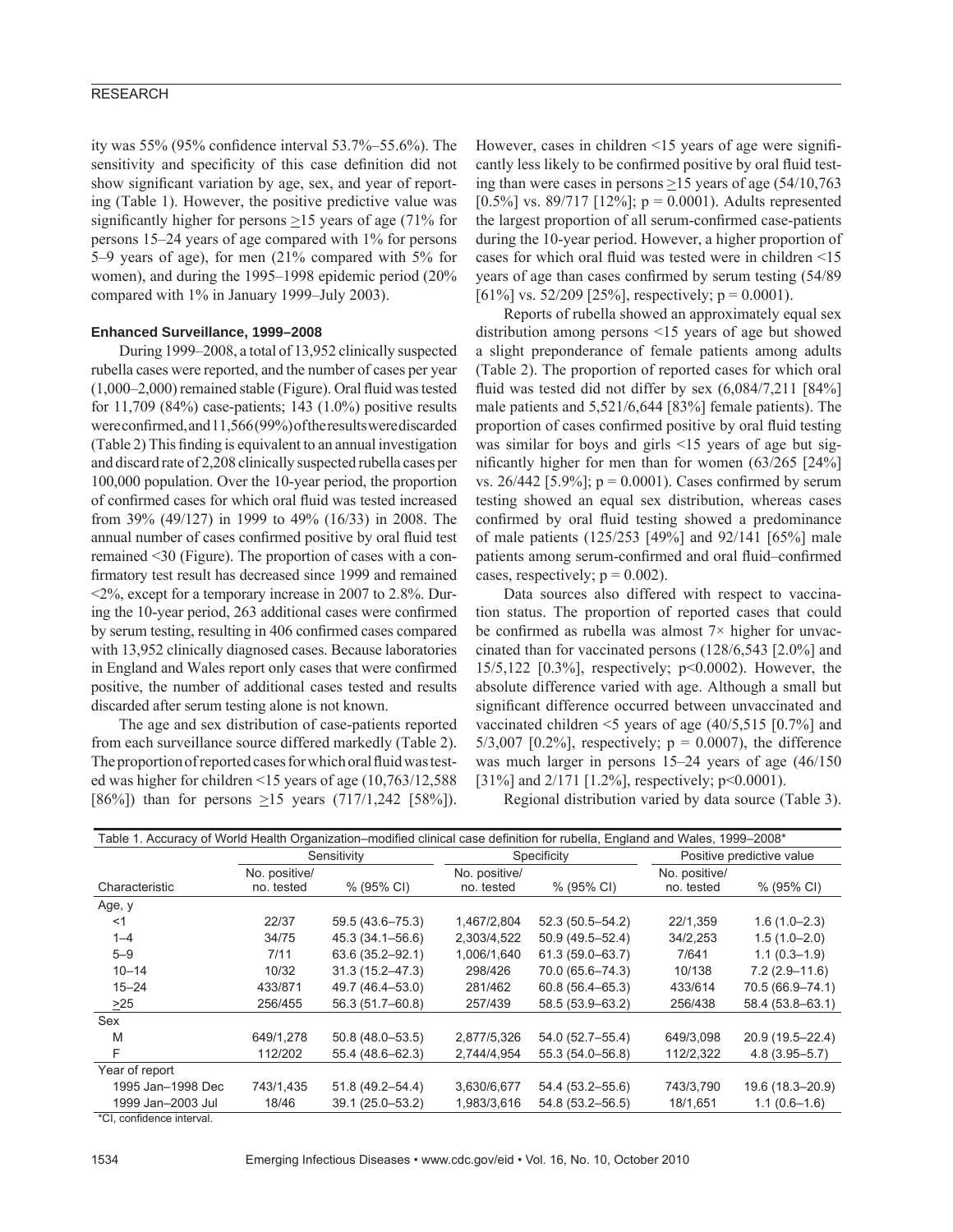ity was 55% (95% confidence interval 53.7%–55.6%). The sensitivity and specificity of this case definition did not show significant variation by age, sex, and year of reporting (Table 1). However, the positive predictive value was significantly higher for persons ≥15 years of age (71% for persons 15–24 years of age compared with 1% for persons 5–9 years of age), for men (21% compared with 5% for women), and during the 1995–1998 epidemic period (20% compared with 1% in January 1999–July 2003).

### Enhanced Surveillance, 1999–2008

During 1999–2008, a total of 13,952 clinically suspected rubella cases were reported, and the number of cases per year (1,000–2,000) remained stable (Figure). Oral fluid was tested for 11,709 (84%) case-patients; 143 (1.0%) positive results were confirmed, and 11,566 (99%) of the results were discarded (Table 2) This finding is equivalent to an annual investigation and discard rate of 2,208 clinically suspected rubella cases per 100,000 population. Over the 10-year period, the proportion of confirmed cases for which oral fluid was tested increased from 39% (49/127) in 1999 to 49% (16/33) in 2008. The annual number of cases confirmed positive by oral fluid test remained <30 (Figure). The proportion of cases with a confirmatory test result has decreased since 1999 and remained <2%, except for a temporary increase in 2007 to 2.8%. During the 10-year period, 263 additional cases were confirmed by serum testing, resulting in 406 confirmed cases compared with 13,952 clinically diagnosed cases. Because laboratories in England and Wales report only cases that were confirmed positive, the number of additional cases tested and results discarded after serum testing alone is not known.

The age and sex distribution of case-patients reported from each surveillance source differed markedly (Table 2). The proportion of reported cases for which oral fluid was tested was higher for children <15 years of age (10,763/12,588 [86%]) than for persons ≥15 years (717/1,242 [58%]). However, cases in children <15 years of age were significantly less likely to be confirmed positive by oral fluid testing than were cases in persons ≥15 years of age (54/10,763 [0.5%] vs. 89/717 [12%]; p = 0.0001). Adults represented the largest proportion of all serum-confirmed case-patients during the 10-year period. However, a higher proportion of cases for which oral fluid was tested were in children <15 years of age than cases confirmed by serum testing (54/89 [61%] vs. 52/209 [25%], respectively; p = 0.0001).

Reports of rubella showed an approximately equal sex distribution among persons <15 years of age but showed a slight preponderance of female patients among adults (Table 2). The proportion of reported cases for which oral fluid was tested did not differ by sex (6,084/7,211 [84%] male patients and 5,521/6,644 [83%] female patients). The proportion of cases confirmed positive by oral fluid testing was similar for boys and girls <15 years of age but significantly higher for men than for women (63/265 [24%] vs. 26/442 [5.9%]; p = 0.0001). Cases confirmed by serum testing showed an equal sex distribution, whereas cases confirmed by oral fluid testing showed a predominance of male patients (125/253 [49%] and 92/141 [65%] male patients among serum-confirmed and oral fluid–confirmed cases, respectively; p = 0.002).

Data sources also differed with respect to vaccination status. The proportion of reported cases that could be confirmed as rubella was almost 7× higher for unvaccinated than for vaccinated persons (128/6,543 [2.0%] and 15/5,122 [0.3%], respectively; p<0.0002). However, the absolute difference varied with age. Although a small but significant difference occurred between unvaccinated and vaccinated children <5 years of age (40/5,515 [0.7%] and 5/3,007 [0.2%], respectively; p = 0.0007), the difference was much larger in persons 15–24 years of age (46/150 [31%] and 2/171 [1.2%], respectively; p<0.0001).

Regional distribution varied by data source (Table 3).

Table 1. Accuracy of World Health Organization–modified clinical case definition for rubella, England and Wales, 1999–2008*

| Characteristic | Sensitivity | | Specificity | | Positive predictive value | |
|---|---|---|---|---|---|---|
| | No. positive/ no. tested | % (95% CI) | No. positive/ no. tested | % (95% CI) | No. positive/ no. tested | % (95% CI) |
| Age, y | | | | | | |
| <1 | 22/37 | 59.5 (43.6–75.3) | 1,467/2,804 | 52.3 (50.5–54.2) | 22/1,359 | 1.6 (1.0–2.3) |
| 1–4 | 34/75 | 45.3 (34.1–56.6) | 2,303/4,522 | 50.9 (49.5–52.4) | 34/2,253 | 1.5 (1.0–2.0) |
| 5–9 | 7/11 | 63.6 (35.2–92.1) | 1,006/1,640 | 61.3 (59.0–63.7) | 7/641 | 1.1 (0.3–1.9) |
| 10–14 | 10/32 | 31.3 (15.2–47.3) | 298/426 | 70.0 (65.6–74.3) | 10/138 | 7.2 (2.9–11.6) |
| 15–24 | 433/871 | 49.7 (46.4–53.0) | 281/462 | 60.8 (56.4–65.3) | 433/614 | 70.5 (66.9–74.1) |
| ≥25 | 256/455 | 56.3 (51.7–60.8) | 257/439 | 58.5 (53.9–63.2) | 256/438 | 58.4 (53.8–63.1) |
| Sex | | | | | | |
| M | 649/1,278 | 50.8 (48.0–53.5) | 2,877/5,326 | 54.0 (52.7–55.4) | 649/3,098 | 20.9 (19.5–22.4) |
| F | 112/202 | 55.4 (48.6–62.3) | 2,744/4,954 | 55.3 (54.0–56.8) | 112/2,322 | 4.8 (3.95–5.7) |
| Year of report | | | | | | |
| 1995 Jan–1998 Dec | 743/1,435 | 51.8 (49.2–54.4) | 3,630/6,677 | 54.4 (53.2–55.6) | 743/3,790 | 19.6 (18.3–20.9) |
| 1999 Jan–2003 Jul | 18/46 | 39.1 (25.0–53.2) | 1,983/3,616 | 54.8 (53.2–56.5) | 18/1,651 | 1.1 (0.6–1.6) |

*CI, confidence interval.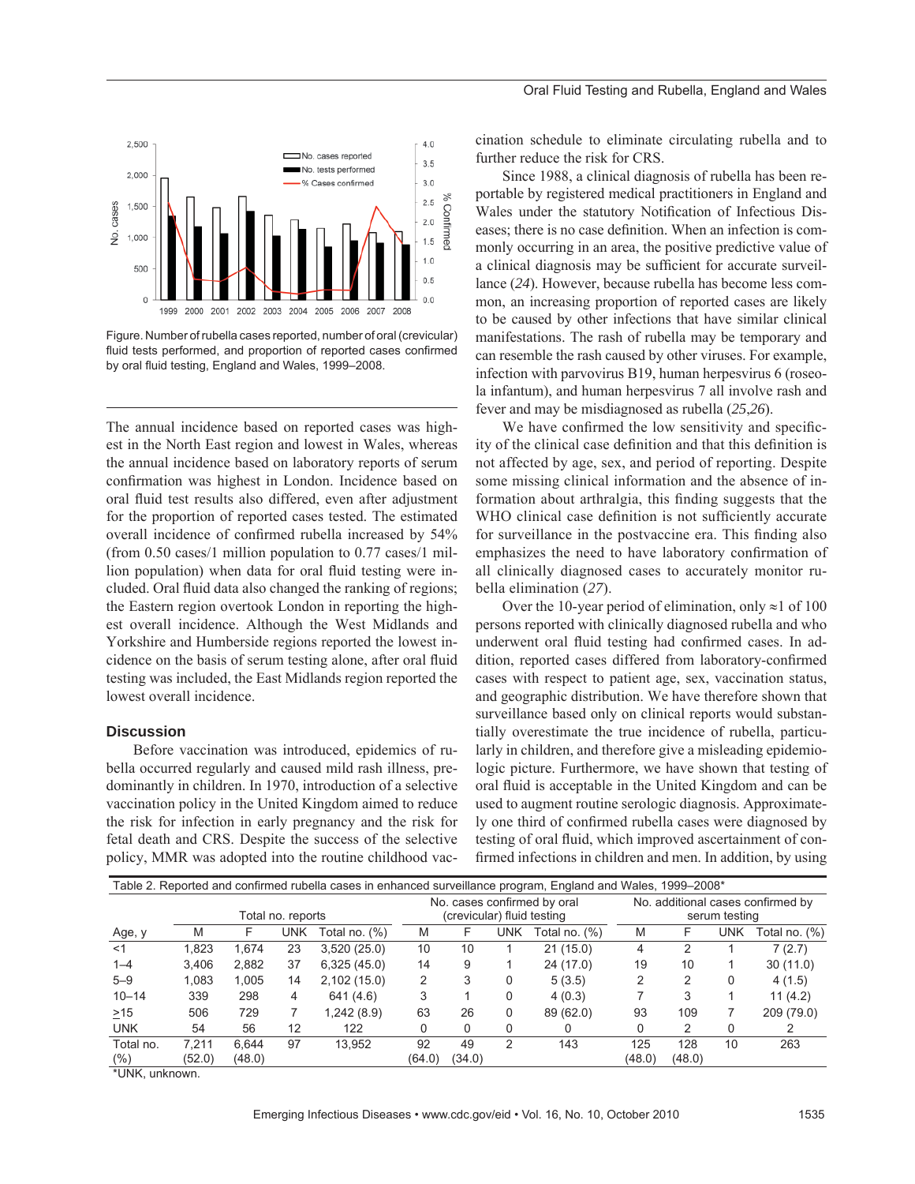Figure. Number of rubella cases reported, number of oral (crevicular) fluid tests performed, and proportion of reported cases confirmed by oral fluid testing, England and Wales, 1999–2008.

The annual incidence based on reported cases was highest in the North East region and lowest in Wales, whereas the annual incidence based on laboratory reports of serum confirmation was highest in London. Incidence based on oral fluid test results also differed, even after adjustment for the proportion of reported cases tested. The estimated overall incidence of confirmed rubella increased by 54% (from 0.50 cases/1 million population to 0.77 cases/1 million population) when data for oral fluid testing were included. Oral fluid data also changed the ranking of regions; the Eastern region overtook London in reporting the highest overall incidence. Although the West Midlands and Yorkshire and Humberside regions reported the lowest incidence on the basis of serum testing alone, after oral fluid testing was included, the East Midlands region reported the lowest overall incidence.

## Discussion

Before vaccination was introduced, epidemics of rubella occurred regularly and caused mild rash illness, predominantly in children. In 1970, introduction of a selective vaccination policy in the United Kingdom aimed to reduce the risk for infection in early pregnancy and the risk for fetal death and CRS. Despite the success of the selective policy, MMR was adopted into the routine childhood vaccination schedule to eliminate circulating rubella and to further reduce the risk for CRS.

Since 1988, a clinical diagnosis of rubella has been reportable by registered medical practitioners in England and Wales under the statutory Notification of Infectious Diseases; there is no case definition. When an infection is commonly occurring in an area, the positive predictive value of a clinical diagnosis may be sufficient for accurate surveillance (*24*). However, because rubella has become less common, an increasing proportion of reported cases are likely to be caused by other infections that have similar clinical manifestations. The rash of rubella may be temporary and can resemble the rash caused by other viruses. For example, infection with parvovirus B19, human herpesvirus 6 (roseola infantum), and human herpesvirus 7 all involve rash and fever and may be misdiagnosed as rubella (*25*,*26*).

We have confirmed the low sensitivity and specificity of the clinical case definition and that this definition is not affected by age, sex, and period of reporting. Despite some missing clinical information and the absence of information about arthralgia, this finding suggests that the WHO clinical case definition is not sufficiently accurate for surveillance in the postvaccine era. This finding also emphasizes the need to have laboratory confirmation of all clinically diagnosed cases to accurately monitor rubella elimination (*27*).

Over the 10-year period of elimination, only ≈1 of 100 persons reported with clinically diagnosed rubella and who underwent oral fluid testing had confirmed cases. In addition, reported cases differed from laboratory-confirmed cases with respect to patient age, sex, vaccination status, and geographic distribution. We have therefore shown that surveillance based only on clinical reports would substantially overestimate the true incidence of rubella, particularly in children, and therefore give a misleading epidemiologic picture. Furthermore, we have shown that testing of oral fluid is acceptable in the United Kingdom and can be used to augment routine serologic diagnosis. Approximately one third of confirmed rubella cases were diagnosed by testing of oral fluid, which improved ascertainment of confirmed infections in children and men. In addition, by using

Table 2. Reported and confirmed rubella cases in enhanced surveillance program, England and Wales, 1999–2008*

| Age, y | Total no. reports | | | | No. cases confirmed by oral (crevicular) fluid testing | | | | No. additional cases confirmed by serum testing | | | |
|---|---|---|---|---|---|---|---|---|---|---|---|---|
| | M | F | UNK | Total no. (%) | M | F | UNK | Total no. (%) | M | F | UNK | Total no. (%) |
| <1 | 1,823 | 1,674 | 23 | 3,520 (25.0) | 10 | 10 | 1 | 21 (15.0) | 4 | 2 | 1 | 7 (2.7) |
| 1–4 | 3,406 | 2,882 | 37 | 6,325 (45.0) | 14 | 9 | 1 | 24 (17.0) | 19 | 10 | 1 | 30 (11.0) |
| 5–9 | 1,083 | 1,005 | 14 | 2,102 (15.0) | 2 | 3 | 0 | 5 (3.5) | 2 | 2 | 0 | 4 (1.5) |
| 10–14 | 339 | 298 | 4 | 641 (4.6) | 3 | 1 | 0 | 4 (0.3) | 7 | 3 | 1 | 11 (4.2) |
| ≥15 | 506 | 729 | 7 | 1,242 (8.9) | 63 | 26 | 0 | 89 (62.0) | 93 | 109 | 7 | 209 (79.0) |
| UNK | 54 | 56 | 12 | 122 | 0 | 0 | 0 | 0 | 0 | 2 | 0 | 2 |
| Total no. (%) | 7,211 (52.0) | 6,644 (48.0) | 97 | 13,952 | 92 (64.0) | 49 (34.0) | 2 | 143 | 125 (48.0) | 128 (48.0) | 10 | 263 |

*UNK, unknown.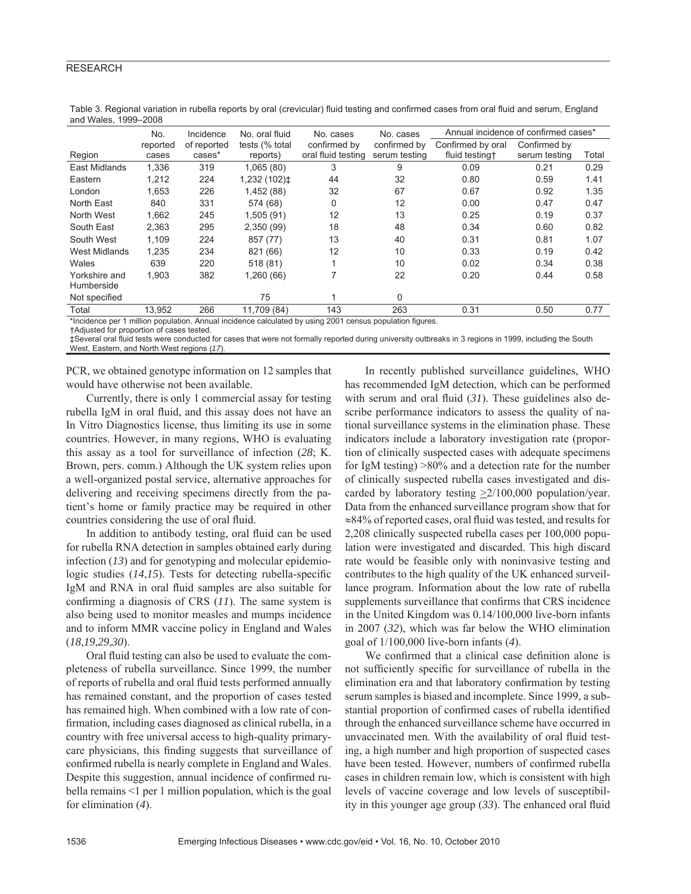Table 3. Regional variation in rubella reports by oral (crevicular) fluid testing and confirmed cases from oral fluid and serum, England and Wales, 1999–2008

| Region | No. reported cases | Incidence of reported cases* | No. oral fluid tests (% total reports) | No. cases confirmed by oral fluid testing | No. cases confirmed by serum testing | Annual incidence of confirmed cases* | | |
|---|---|---|---|---|---|---|---|---|
| | | | | | | Confirmed by oral fluid testing† | Confirmed by serum testing | Total |
| East Midlands | 1,336 | 319 | 1,065 (80) | 3 | 9 | 0.09 | 0.21 | 0.29 |
| Eastern | 1,212 | 224 | 1,232 (102)‡ | 44 | 32 | 0.80 | 0.59 | 1.41 |
| London | 1,653 | 226 | 1,452 (88) | 32 | 67 | 0.67 | 0.92 | 1.35 |
| North East | 840 | 331 | 574 (68) | 0 | 12 | 0.00 | 0.47 | 0.47 |
| North West | 1,662 | 245 | 1,505 (91) | 12 | 13 | 0.25 | 0.19 | 0.37 |
| South East | 2,363 | 295 | 2,350 (99) | 18 | 48 | 0.34 | 0.60 | 0.82 |
| South West | 1,109 | 224 | 857 (77) | 13 | 40 | 0.31 | 0.81 | 1.07 |
| West Midlands | 1,235 | 234 | 821 (66) | 12 | 10 | 0.33 | 0.19 | 0.42 |
| Wales | 639 | 220 | 518 (81) | 1 | 10 | 0.02 | 0.34 | 0.38 |
| Yorkshire and Humberside | 1,903 | 382 | 1,260 (66) | 7 | 22 | 0.20 | 0.44 | 0.58 |
| Not specified | | | 75 | 1 | 0 | | | |
| Total | 13,952 | 266 | 11,709 (84) | 143 | 263 | 0.31 | 0.50 | 0.77 |

*Incidence per 1 million population. Annual incidence calculated by using 2001 census population figures.
†Adjusted for proportion of cases tested.
‡Several oral fluid tests were conducted for cases that were not formally reported during university outbreaks in 3 regions in 1999, including the South West, Eastern, and North West regions (*17*).

PCR, we obtained genotype information on 12 samples that would have otherwise not been available.

Currently, there is only 1 commercial assay for testing rubella IgM in oral fluid, and this assay does not have an In Vitro Diagnostics license, thus limiting its use in some countries. However, in many regions, WHO is evaluating this assay as a tool for surveillance of infection (*28*; K. Brown, pers. comm.) Although the UK system relies upon a well-organized postal service, alternative approaches for delivering and receiving specimens directly from the patient's home or family practice may be required in other countries considering the use of oral fluid.

In addition to antibody testing, oral fluid can be used for rubella RNA detection in samples obtained early during infection (*13*) and for genotyping and molecular epidemiologic studies (*14*,*15*). Tests for detecting rubella-specific IgM and RNA in oral fluid samples are also suitable for confirming a diagnosis of CRS (*11*). The same system is also being used to monitor measles and mumps incidence and to inform MMR vaccine policy in England and Wales (*18*,*19*,*29*,*30*).

Oral fluid testing can also be used to evaluate the completeness of rubella surveillance. Since 1999, the number of reports of rubella and oral fluid tests performed annually has remained constant, and the proportion of cases tested has remained high. When combined with a low rate of confirmation, including cases diagnosed as clinical rubella, in a country with free universal access to high-quality primary-care physicians, this finding suggests that surveillance of confirmed rubella is nearly complete in England and Wales. Despite this suggestion, annual incidence of confirmed rubella remains <1 per 1 million population, which is the goal for elimination (*4*).

In recently published surveillance guidelines, WHO has recommended IgM detection, which can be performed with serum and oral fluid (*31*). These guidelines also describe performance indicators to assess the quality of national surveillance systems in the elimination phase. These indicators include a laboratory investigation rate (proportion of clinically suspected cases with adequate specimens for IgM testing) >80% and a detection rate for the number of clinically suspected rubella cases investigated and discarded by laboratory testing ≥2/100,000 population/year. Data from the enhanced surveillance program show that for ≈84% of reported cases, oral fluid was tested, and results for 2,208 clinically suspected rubella cases per 100,000 population were investigated and discarded. This high discard rate would be feasible only with noninvasive testing and contributes to the high quality of the UK enhanced surveillance program. Information about the low rate of rubella supplements surveillance that confirms that CRS incidence in the United Kingdom was 0.14/100,000 live-born infants in 2007 (*32*), which was far below the WHO elimination goal of 1/100,000 live-born infants (*4*).

We confirmed that a clinical case definition alone is not sufficiently specific for surveillance of rubella in the elimination era and that laboratory confirmation by testing serum samples is biased and incomplete. Since 1999, a substantial proportion of confirmed cases of rubella identified through the enhanced surveillance scheme have occurred in unvaccinated men. With the availability of oral fluid testing, a high number and high proportion of suspected cases have been tested. However, numbers of confirmed rubella cases in children remain low, which is consistent with high levels of vaccine coverage and low levels of susceptibility in this younger age group (*33*). The enhanced oral fluid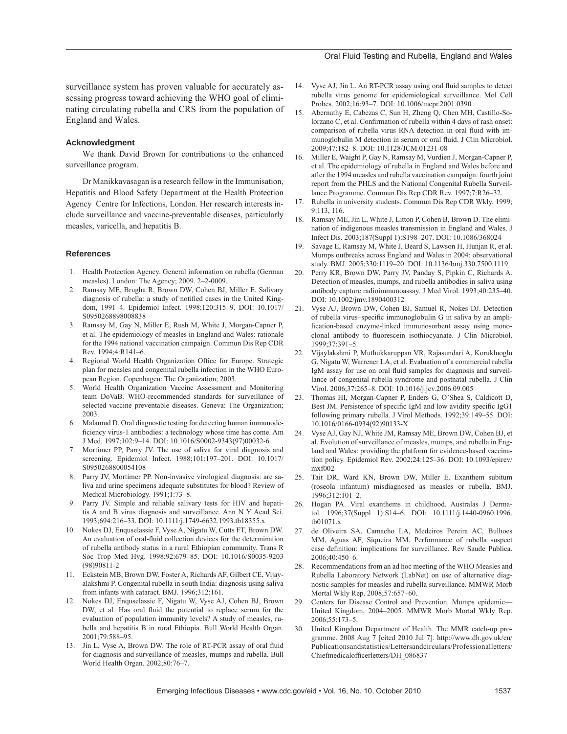surveillance system has proven valuable for accurately assessing progress toward achieving the WHO goal of eliminating circulating rubella and CRS from the population of England and Wales.

### Acknowledgment

We thank David Brown for contributions to the enhanced surveillance program.

Dr Manikkavasagan is a research fellow in the Immunisation, Hepatitis and Blood Safety Department at the Health Protection Agency Centre for Infections, London. Her research interests include surveillance and vaccine-preventable diseases, particularly measles, varicella, and hepatitis B.

### References

1. Health Protection Agency. General information on rubella (German measles). London: The Agency; 2009. 2–2-0009.
2. Ramsay ME, Brugha R, Brown DW, Cohen BJ, Miller E. Salivary diagnosis of rubella: a study of notified cases in the United Kingdom, 1991–4. Epidemiol Infect. 1998;120:315–9. DOI: 10.1017/S0950268898008838
3. Ramsay M, Gay N, Miller E, Rush M, White J, Morgan-Capner P, et al. The epidemiology of measles in England and Wales: rationale for the 1994 national vaccination campaign. Commun Dis Rep CDR Rev. 1994;4:R141–6.
4. Regional World Health Organization Office for Europe. Strategic plan for measles and congenital rubella infection in the WHO European Region. Copenhagen: The Organization; 2003.
5. World Health Organization Vaccine Assessment and Monitoring team DoVaB. WHO-recommended standards for surveillance of selected vaccine preventable diseases. Geneva: The Organization; 2003.
6. Malamud D. Oral diagnostic testing for detecting human immunodeficiency virus-1 antibodies: a technology whose time has come. Am J Med. 1997;102:9–14. DOI: 10.1016/S0002-9343(97)00032-6
7. Mortimer PP, Parry JV. The use of saliva for viral diagnosis and screening. Epidemiol Infect. 1988;101:197–201. DOI: 10.1017/S0950268800054108
8. Parry JV, Mortimer PP. Non-invasive virological diagnosis: are saliva and urine specimens adequate substitutes for blood? Review of Medical Microbiology. 1991;1:73–8.
9. Parry JV. Simple and reliable salivary tests for HIV and hepatitis A and B virus diagnosis and surveillance. Ann N Y Acad Sci. 1993;694:216–33. DOI: 10.1111/j.1749-6632.1993.tb18355.x
10. Nokes DJ, Enquselassie F, Vyse A, Nigatu W, Cutts FT, Brown DW. An evaluation of oral-fluid collection devices for the determination of rubella antibody status in a rural Ethiopian community. Trans R Soc Trop Med Hyg. 1998;92:679–85. DOI: 10.1016/S0035-9203(98)90811-2
11. Eckstein MB, Brown DW, Foster A, Richards AF, Gilbert CE, Vijayalakshmi P. Congenital rubella in south India: diagnosis using saliva from infants with cataract. BMJ. 1996;312:161.
12. Nokes DJ, Enquselassie F, Nigatu W, Vyse AJ, Cohen BJ, Brown DW, et al. Has oral fluid the potential to replace serum for the evaluation of population immunity levels? A study of measles, rubella and hepatitis B in rural Ethiopia. Bull World Health Organ. 2001;79:588–95.
13. Jin L, Vyse A, Brown DW. The role of RT-PCR assay of oral fluid for diagnosis and surveillance of measles, mumps and rubella. Bull World Health Organ. 2002;80:76–7.
14. Vyse AJ, Jin L. An RT-PCR assay using oral fluid samples to detect rubella virus genome for epidemiological surveillance. Mol Cell Probes. 2002;16:93–7. DOI: 10.1006/mcpr.2001.0390
15. Abernathy E, Cabezas C, Sun H, Zheng Q, Chen MH, Castillo-Solorzano C, et al. Confirmation of rubella within 4 days of rash onset: comparison of rubella virus RNA detection in oral fluid with immunoglobulin M detection in serum or oral fluid. J Clin Microbiol. 2009;47:182–8. DOI: 10.1128/JCM.01231-08
16. Miller E, Waight P, Gay N, Ramsay M, Vurdien J, Morgan-Capner P, et al. The epidemiology of rubella in England and Wales before and after the 1994 measles and rubella vaccination campaign: fourth joint report from the PHLS and the National Congenital Rubella Surveillance Programme. Commun Dis Rep CDR Rev. 1997;7:R26–32.
17. Rubella in university students. Commun Dis Rep CDR Wkly. 1999; 9:113, 116.
18. Ramsay ME, Jin L, White J, Litton P, Cohen B, Brown D. The elimination of indigenous measles transmission in England and Wales. J Infect Dis. 2003;187(Suppl 1):S198–207. DOI: 10.1086/368024
19. Savage E, Ramsay M, White J, Beard S, Lawson H, Hunjan R, et al. Mumps outbreaks across England and Wales in 2004: observational study. BMJ. 2005;330:1119–20. DOI: 10.1136/bmj.330.7500.1119
20. Perry KR, Brown DW, Parry JV, Panday S, Pipkin C, Richards A. Detection of measles, mumps, and rubella antibodies in saliva using antibody capture radioimmunoassay. J Med Virol. 1993;40:235–40. DOI: 10.1002/jmv.1890400312
21. Vyse AJ, Brown DW, Cohen BJ, Samuel R, Nokes DJ. Detection of rubella virus–specific immunoglobulin G in saliva by an amplification-based enzyme-linked immunosorbent assay using monoclonal antibody to fluorescein isothiocyanate. J Clin Microbiol. 1999;37:391–5.
22. Vijaylakshmi P, Muthukkaruppan VR, Rajasundari A, Korukluoglu G, Nigatu W, Warrener LA, et al. Evaluation of a commercial rubella IgM assay for use on oral fluid samples for diagnosis and surveillance of congenital rubella syndrome and postnatal rubella. J Clin Virol. 2006;37:265–8. DOI: 10.1016/j.jcv.2006.09.005
23. Thomas HI, Morgan-Capner P, Enders G, O'Shea S, Caldicott D, Best JM. Persistence of specific IgM and low avidity specific IgG1 following primary rubella. J Virol Methods. 1992;39:149–55. DOI: 10.1016/0166-0934(92)90133-X
24. Vyse AJ, Gay NJ, White JM, Ramsay ME, Brown DW, Cohen BJ, et al. Evolution of surveillance of measles, mumps, and rubella in England and Wales: providing the platform for evidence-based vaccination policy. Epidemiol Rev. 2002;24:125–36. DOI: 10.1093/epirev/mxf002
25. Tait DR, Ward KN, Brown DW, Miller E. Exanthem subitum (roseola infantum) misdiagnosed as measles or rubella. BMJ. 1996;312:101–2.
26. Hogan PA. Viral exanthems in childhood. Australas J Dermatol. 1996;37(Suppl 1):S14–6. DOI: 10.1111/j.1440-0960.1996.tb01071.x
27. de Oliveira SA, Camacho LA, Medeiros Pereira AC, Bulhoes MM, Aguas AF, Siqueira MM. Performance of rubella suspect case definition: implications for surveillance. Rev Saude Publica. 2006;40:450–6.
28. Recommendations from an ad hoc meeting of the WHO Measles and Rubella Laboratory Network (LabNet) on use of alternative diagnostic samples for measles and rubella surveillance. MMWR Morb Mortal Wkly Rep. 2008;57:657–60.
29. Centers for Disease Control and Prevention. Mumps epidemic—United Kingdom, 2004–2005. MMWR Morb Mortal Wkly Rep. 2006;55:173–5.
30. United Kingdom Department of Health. The MMR catch-up programme. 2008 Aug 7 [cited 2010 Jul 7]. http://www.dh.gov.uk/en/Publicationsandstatistics/Lettersandcirculars/Professionalletters/Chiefmedicalofficerletters/DH_086837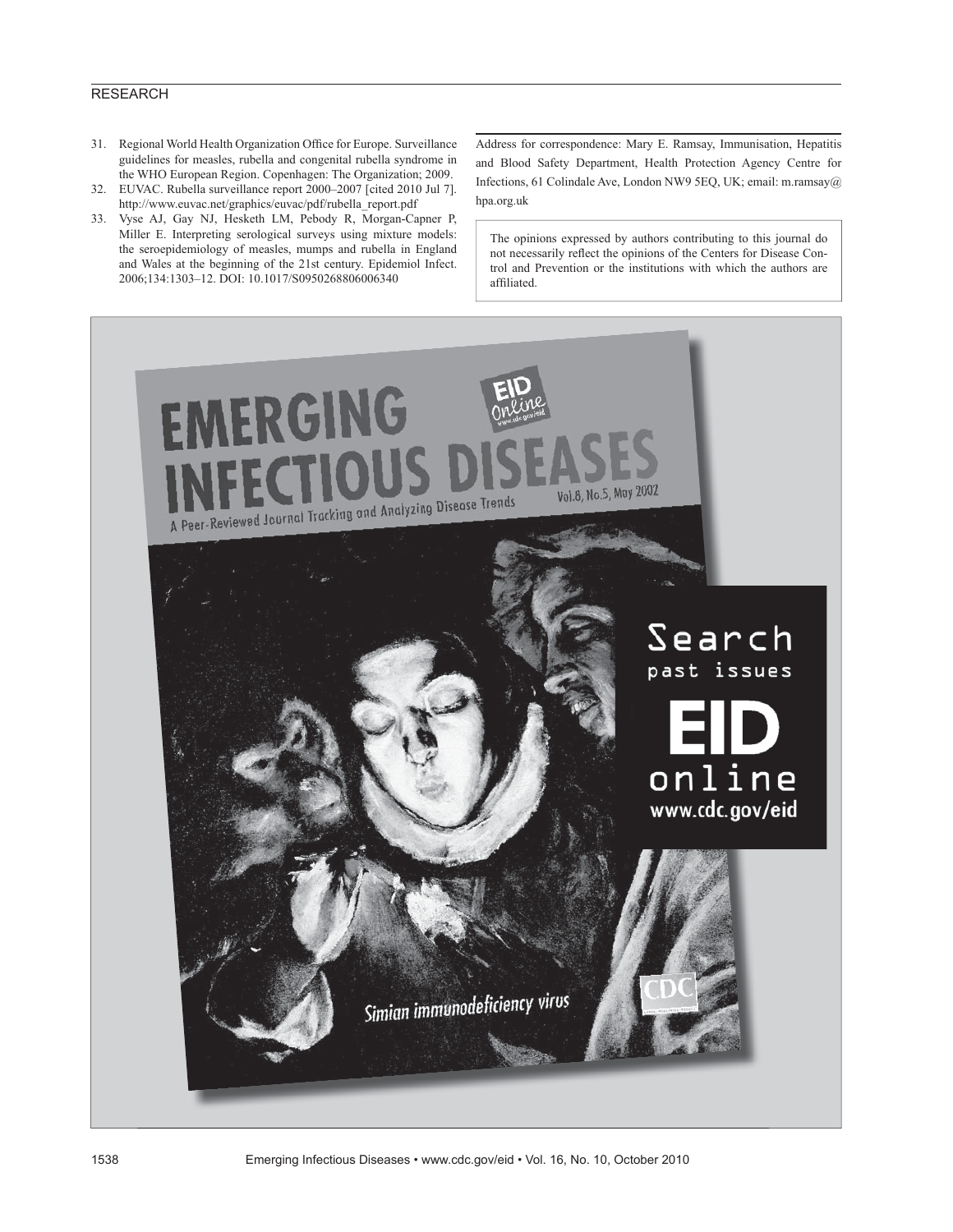31. Regional World Health Organization Office for Europe. Surveillance guidelines for measles, rubella and congenital rubella syndrome in the WHO European Region. Copenhagen: The Organization; 2009.
32. EUVAC. Rubella surveillance report 2000–2007 [cited 2010 Jul 7]. http://www.euvac.net/graphics/euvac/pdf/rubella_report.pdf
33. Vyse AJ, Gay NJ, Hesketh LM, Pebody R, Morgan-Capner P, Miller E. Interpreting serological surveys using mixture models: the seroepidemiology of measles, mumps and rubella in England and Wales at the beginning of the 21st century. Epidemiol Infect. 2006;134:1303–12. DOI: 10.1017/S0950268806006340

Address for correspondence: Mary E. Ramsay, Immunisation, Hepatitis and Blood Safety Department, Health Protection Agency Centre for Infections, 61 Colindale Ave, London NW9 5EQ, UK; email: m.ramsay@hpa.org.uk

The opinions expressed by authors contributing to this journal do not necessarily reflect the opinions of the Centers for Disease Control and Prevention or the institutions with which the authors are affiliated.

EMERGING INFECTIOUS DISEASES

A Peer-Reviewed Journal Tracking and Analyzing Disease Trends

Vol.8, No.5, May 2002

Simian immunodeficiency virus

Search past issues

EID online

www.cdc.gov/eid